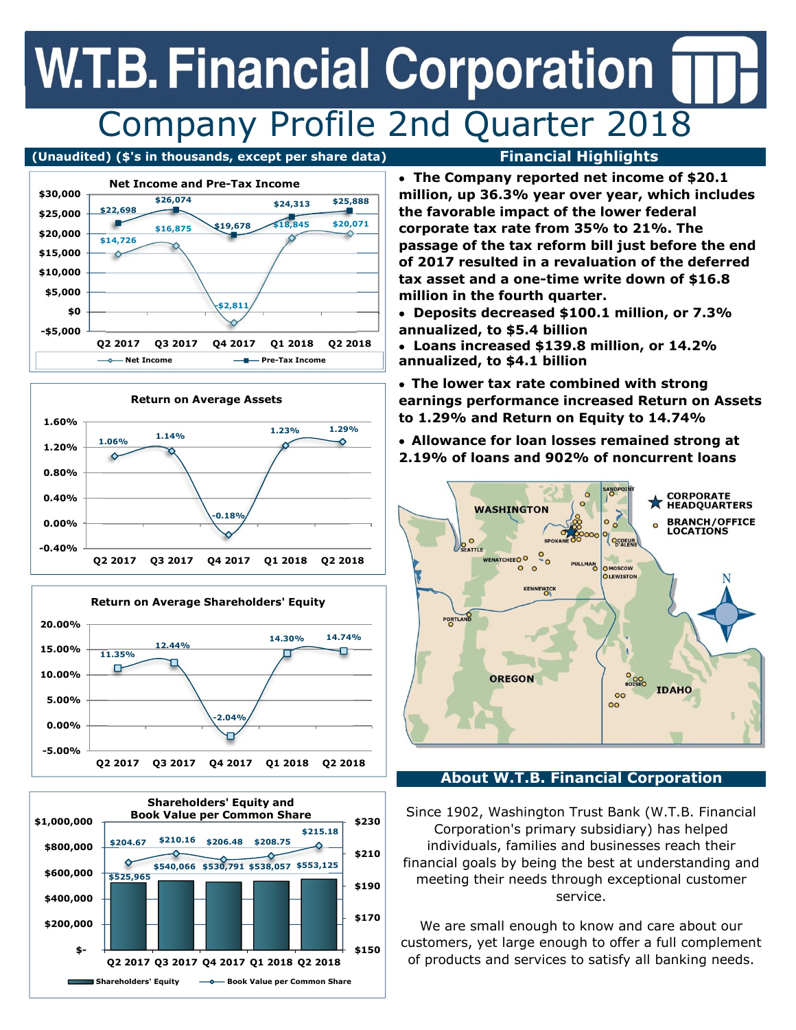# W.T.B. Financial Corporation

## Company Profile 2nd Quarter 2018

(Unaudited) ($'s in thousands, except per share data)

### Net Income and Pre-Tax Income

| | Q2 2017 | Q3 2017 | Q4 2017 | Q1 2018 | Q2 2018 |
|---|---|---|---|---|---|
| Net Income | $14,726 | $16,875 | -$2,811 | $18,845 | $20,071 |
| Pre-Tax Income | $22,698 | $26,074 | $19,678 | $24,313 | $25,888 |

### Return on Average Assets

| Q2 2017 | Q3 2017 | Q4 2017 | Q1 2018 | Q2 2018 |
|---|---|---|---|---|
| 1.06% | 1.14% | -0.18% | 1.23% | 1.29% |

### Return on Average Shareholders' Equity

| Q2 2017 | Q3 2017 | Q4 2017 | Q1 2018 | Q2 2018 |
|---|---|---|---|---|
| 11.35% | 12.44% | -2.04% | 14.30% | 14.74% |

### Shareholders' Equity and Book Value per Common Share

| | Q2 2017 | Q3 2017 | Q4 2017 | Q1 2018 | Q2 2018 |
|---|---|---|---|---|---|
| Shareholders' Equity | $525,965 | $540,066 | $530,791 | $538,057 | $553,125 |
| Book Value per Common Share | $204.67 | $210.16 | $206.48 | $208.75 | $215.18 |

## Financial Highlights

- **The Company reported net income of $20.1 million, up 36.3% year over year, which includes the favorable impact of the lower federal corporate tax rate from 35% to 21%. The passage of the tax reform bill just before the end of 2017 resulted in a revaluation of the deferred tax asset and a one-time write down of $16.8 million in the fourth quarter.**
- **Deposits decreased $100.1 million, or 7.3% annualized, to $5.4 billion**
- **Loans increased $139.8 million, or 14.2% annualized, to $4.1 billion**
- **The lower tax rate combined with strong earnings performance increased Return on Assets to 1.29% and Return on Equity to 14.74%**
- **Allowance for loan losses remained strong at 2.19% of loans and 902% of noncurrent loans**

## About W.T.B. Financial Corporation

Since 1902, Washington Trust Bank (W.T.B. Financial Corporation's primary subsidiary) has helped individuals, families and businesses reach their financial goals by being the best at understanding and meeting their needs through exceptional customer service.

We are small enough to know and care about our customers, yet large enough to offer a full complement of products and services to satisfy all banking needs.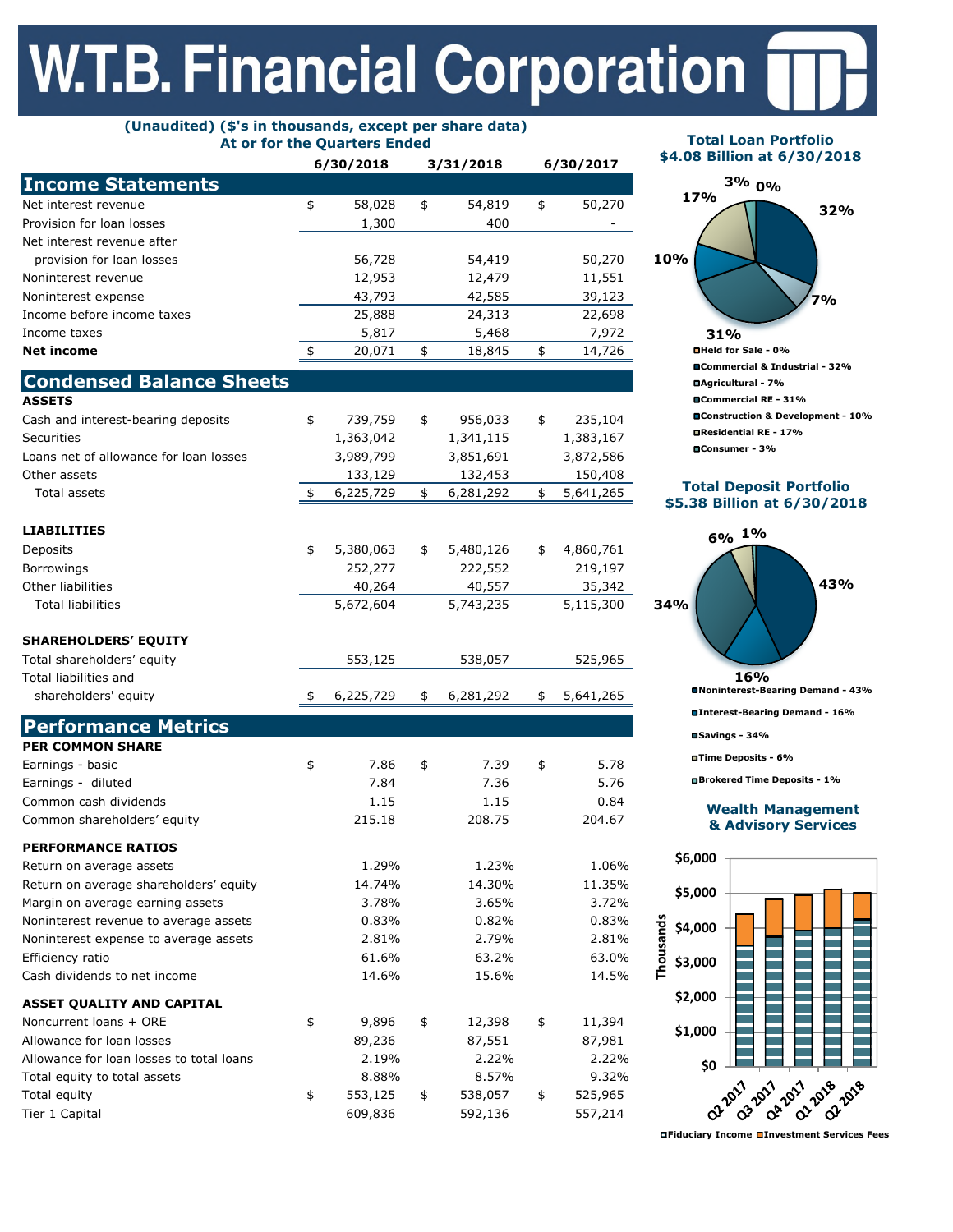# W.T.B. Financial Corporation

**(Unaudited) ($'s in thousands, except per share data)**
**At or for the Quarters Ended**

| | | 6/30/2018 | | 3/31/2018 | | 6/30/2017 |
|---|---|---|---|---|---|---|
| **Income Statements** | | | | | | |
| Net interest revenue | $ | 58,028 | $ | 54,819 | $ | 50,270 |
| Provision for loan losses | | 1,300 | | 400 | | - |
| Net interest revenue after provision for loan losses | | 56,728 | | 54,419 | | 50,270 |
| Noninterest revenue | | 12,953 | | 12,479 | | 11,551 |
| Noninterest expense | | 43,793 | | 42,585 | | 39,123 |
| Income before income taxes | | 25,888 | | 24,313 | | 22,698 |
| Income taxes | | 5,817 | | 5,468 | | 7,972 |
| **Net income** | $ | 20,071 | $ | 18,845 | $ | 14,726 |
| **Condensed Balance Sheets** | | | | | | |
| **ASSETS** | | | | | | |
| Cash and interest-bearing deposits | $ | 739,759 | $ | 956,033 | $ | 235,104 |
| Securities | | 1,363,042 | | 1,341,115 | | 1,383,167 |
| Loans net of allowance for loan losses | | 3,989,799 | | 3,851,691 | | 3,872,586 |
| Other assets | | 133,129 | | 132,453 | | 150,408 |
| Total assets | $ | 6,225,729 | $ | 6,281,292 | $ | 5,641,265 |
| **LIABILITIES** | | | | | | |
| Deposits | $ | 5,380,063 | $ | 5,480,126 | $ | 4,860,761 |
| Borrowings | | 252,277 | | 222,552 | | 219,197 |
| Other liabilities | | 40,264 | | 40,557 | | 35,342 |
| Total liabilities | | 5,672,604 | | 5,743,235 | | 5,115,300 |
| **SHAREHOLDERS' EQUITY** | | | | | | |
| Total shareholders' equity | | 553,125 | | 538,057 | | 525,965 |
| Total liabilities and shareholders' equity | $ | 6,225,729 | $ | 6,281,292 | $ | 5,641,265 |
| **Performance Metrics** | | | | | | |
| **PER COMMON SHARE** | | | | | | |
| Earnings - basic | $ | 7.86 | $ | 7.39 | $ | 5.78 |
| Earnings - diluted | | 7.84 | | 7.36 | | 5.76 |
| Common cash dividends | | 1.15 | | 1.15 | | 0.84 |
| Common shareholders' equity | | 215.18 | | 208.75 | | 204.67 |
| **PERFORMANCE RATIOS** | | | | | | |
| Return on average assets | | 1.29% | | 1.23% | | 1.06% |
| Return on average shareholders' equity | | 14.74% | | 14.30% | | 11.35% |
| Margin on average earning assets | | 3.78% | | 3.65% | | 3.72% |
| Noninterest revenue to average assets | | 0.83% | | 0.82% | | 0.83% |
| Noninterest expense to average assets | | 2.81% | | 2.79% | | 2.81% |
| Efficiency ratio | | 61.6% | | 63.2% | | 63.0% |
| Cash dividends to net income | | 14.6% | | 15.6% | | 14.5% |
| **ASSET QUALITY AND CAPITAL** | | | | | | |
| Noncurrent loans + ORE | $ | 9,896 | $ | 12,398 | $ | 11,394 |
| Allowance for loan losses | | 89,236 | | 87,551 | | 87,981 |
| Allowance for loan losses to total loans | | 2.19% | | 2.22% | | 2.22% |
| Total equity to total assets | | 8.88% | | 8.57% | | 9.32% |
| Total equity | $ | 553,125 | $ | 538,057 | $ | 525,965 |
| Tier 1 Capital | | 609,836 | | 592,136 | | 557,214 |

**Total Loan Portfolio**
**$4.08 Billion at 6/30/2018**

3% 0% 32% 7% 31% 10% 17%

- Held for Sale - 0%
- Commercial & Industrial - 32%
- Agricultural - 7%
- Commercial RE - 31%
- Construction & Development - 10%
- Residential RE - 17%
- Consumer - 3%

**Total Deposit Portfolio**
**$5.38 Billion at 6/30/2018**

6% 1% 43% 16% 34%

- Noninterest-Bearing Demand - 43%
- Interest-Bearing Demand - 16%
- Savings - 34%
- Time Deposits - 6%
- Brokered Time Deposits - 1%

**Wealth Management & Advisory Services**

$6,000
$5,000
$4,000
$3,000
$2,000
$1,000
$0

Thousands

Q2 2017 Q3 2017 Q4 2017 Q1 2018 Q2 2018

Fiduciary Income  Investment Services Fees